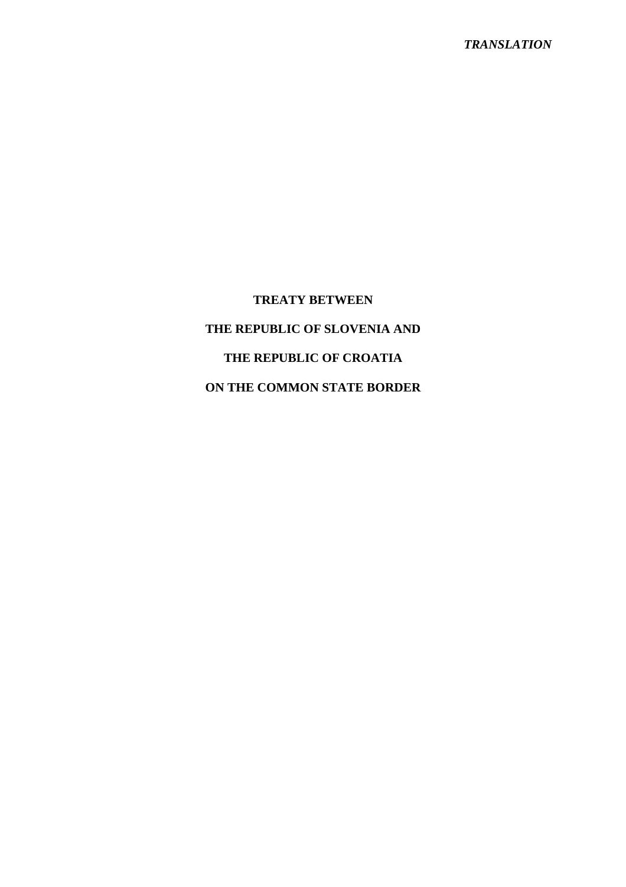*TRANSLATION*

# TREATY BETWEEN

# THE REPUBLIC OF SLOVENIA AND

# THE REPUBLIC OF CROATIA

# ON THE COMMON STATE BORDER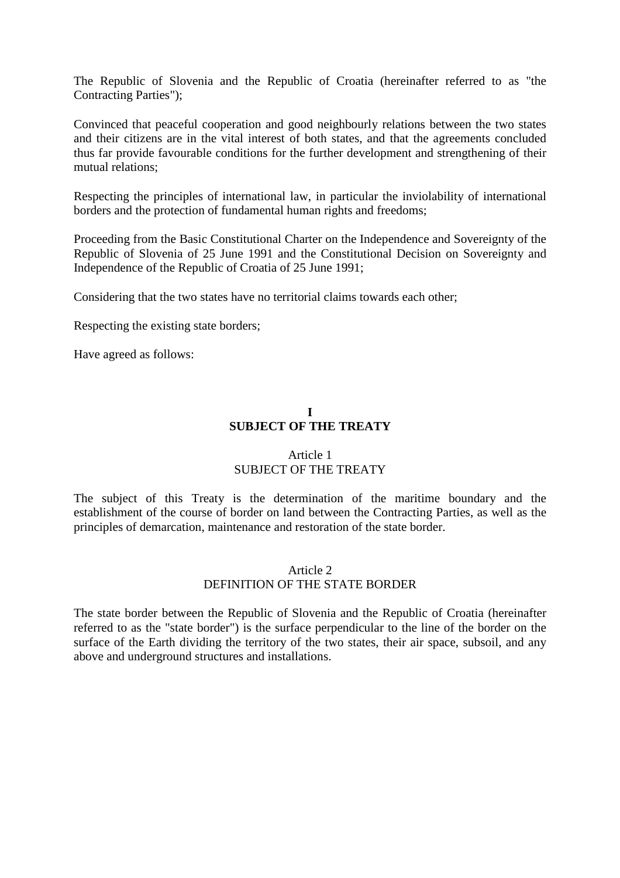The Republic of Slovenia and the Republic of Croatia (hereinafter referred to as "the Contracting Parties");

Convinced that peaceful cooperation and good neighbourly relations between the two states and their citizens are in the vital interest of both states, and that the agreements concluded thus far provide favourable conditions for the further development and strengthening of their mutual relations;

Respecting the principles of international law, in particular the inviolability of international borders and the protection of fundamental human rights and freedoms;

Proceeding from the Basic Constitutional Charter on the Independence and Sovereignty of the Republic of Slovenia of 25 June 1991 and the Constitutional Decision on Sovereignty and Independence of the Republic of Croatia of 25 June 1991;

Considering that the two states have no territorial claims towards each other;

Respecting the existing state borders;

Have agreed as follows:

## I
## SUBJECT OF THE TREATY

### Article 1
### SUBJECT OF THE TREATY

The subject of this Treaty is the determination of the maritime boundary and the establishment of the course of border on land between the Contracting Parties, as well as the principles of demarcation, maintenance and restoration of the state border.

### Article 2
### DEFINITION OF THE STATE BORDER

The state border between the Republic of Slovenia and the Republic of Croatia (hereinafter referred to as the "state border") is the surface perpendicular to the line of the border on the surface of the Earth dividing the territory of the two states, their air space, subsoil, and any above and underground structures and installations.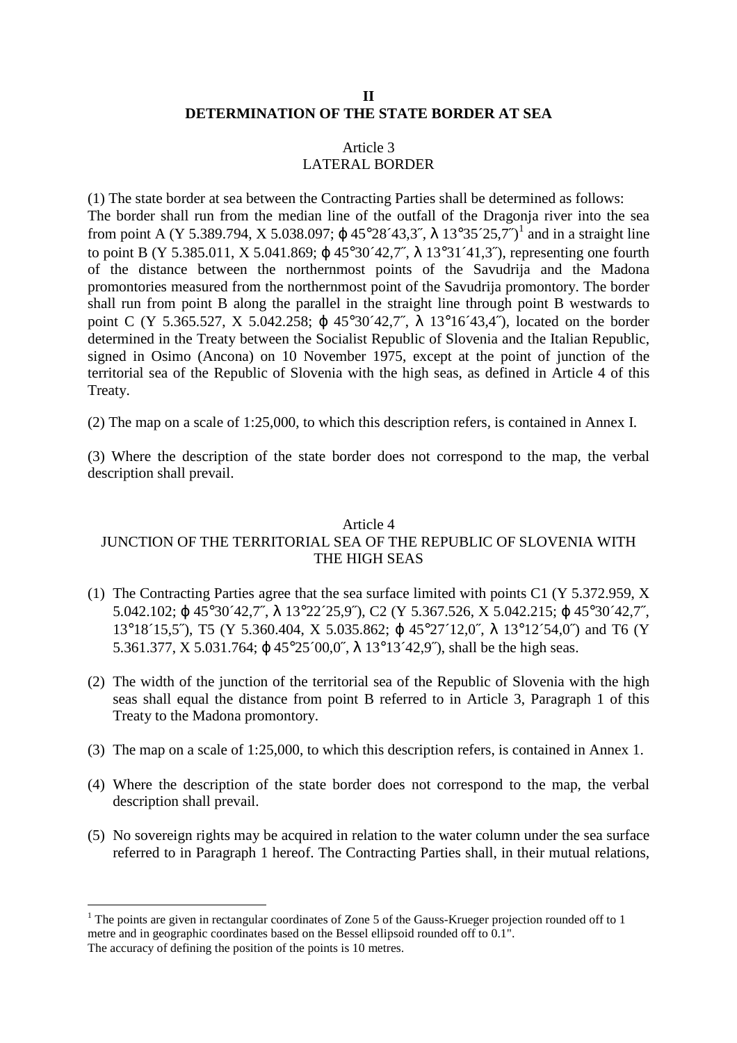## II
## DETERMINATION OF THE STATE BORDER AT SEA

### Article 3
### LATERAL BORDER

(1) The state border at sea between the Contracting Parties shall be determined as follows:
The border shall run from the median line of the outfall of the Dragonja river into the sea from point A (Y 5.389.794, X 5.038.097; ϕ 45°28´43,3˝, λ 13°35´25,7˝)[1] and in a straight line to point B (Y 5.385.011, X 5.041.869; ϕ 45°30´42,7˝, λ 13°31´41,3˝), representing one fourth of the distance between the northernmost points of the Savudrija and the Madona promontories measured from the northernmost point of the Savudrija promontory. The border shall run from point B along the parallel in the straight line through point B westwards to point C (Y 5.365.527, X 5.042.258; ϕ 45°30´42,7˝, λ 13°16´43,4˝), located on the border determined in the Treaty between the Socialist Republic of Slovenia and the Italian Republic, signed in Osimo (Ancona) on 10 November 1975, except at the point of junction of the territorial sea of the Republic of Slovenia with the high seas, as defined in Article 4 of this Treaty.

(2) The map on a scale of 1:25,000, to which this description refers, is contained in Annex I.

(3) Where the description of the state border does not correspond to the map, the verbal description shall prevail.

### Article 4
### JUNCTION OF THE TERRITORIAL SEA OF THE REPUBLIC OF SLOVENIA WITH THE HIGH SEAS

(1) The Contracting Parties agree that the sea surface limited with points C1 (Y 5.372.959, X 5.042.102; ϕ 45°30´42,7˝, λ 13°22´25,9˝), C2 (Y 5.367.526, X 5.042.215; ϕ 45°30´42,7˝, 13°18´15,5˝), T5 (Y 5.360.404, X 5.035.862; ϕ 45°27´12,0˝, λ 13°12´54,0˝) and T6 (Y 5.361.377, X 5.031.764; ϕ 45°25´00,0˝, λ 13°13´42,9˝), shall be the high seas.

(2) The width of the junction of the territorial sea of the Republic of Slovenia with the high seas shall equal the distance from point B referred to in Article 3, Paragraph 1 of this Treaty to the Madona promontory.

(3) The map on a scale of 1:25,000, to which this description refers, is contained in Annex 1.

(4) Where the description of the state border does not correspond to the map, the verbal description shall prevail.

(5) No sovereign rights may be acquired in relation to the water column under the sea surface referred to in Paragraph 1 hereof. The Contracting Parties shall, in their mutual relations,

---

[1] The points are given in rectangular coordinates of Zone 5 of the Gauss-Krueger projection rounded off to 1 metre and in geographic coordinates based on the Bessel ellipsoid rounded off to 0.1".
The accuracy of defining the position of the points is 10 metres.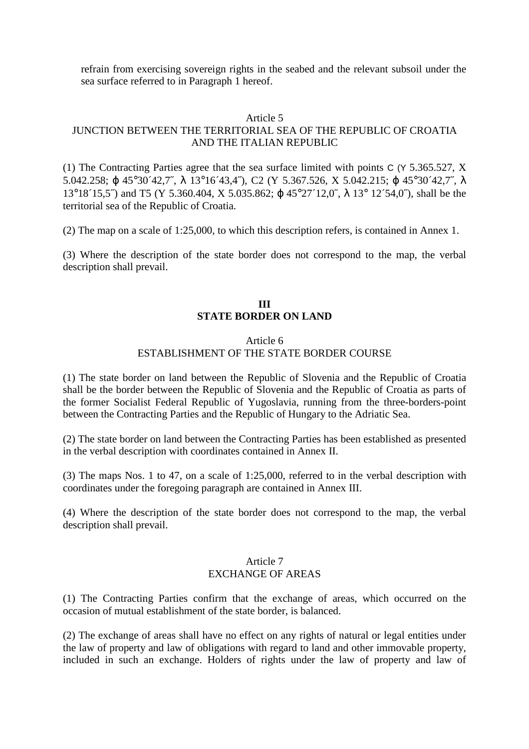refrain from exercising sovereign rights in the seabed and the relevant subsoil under the sea surface referred to in Paragraph 1 hereof.

### Article 5
### JUNCTION BETWEEN THE TERRITORIAL SEA OF THE REPUBLIC OF CROATIA AND THE ITALIAN REPUBLIC

(1) The Contracting Parties agree that the sea surface limited with points C (Y 5.365.527, X 5.042.258; ϕ 45°30´42,7˝, λ 13°16´43,4˝), C2 (Y 5.367.526, X 5.042.215; ϕ 45°30´42,7˝, λ 13°18´15,5˝) and T5 (Y 5.360.404, X 5.035.862; ϕ 45°27´12,0˝, λ 13° 12´54,0˝), shall be the territorial sea of the Republic of Croatia.

(2) The map on a scale of 1:25,000, to which this description refers, is contained in Annex 1.

(3) Where the description of the state border does not correspond to the map, the verbal description shall prevail.

## III
## STATE BORDER ON LAND

### Article 6
### ESTABLISHMENT OF THE STATE BORDER COURSE

(1) The state border on land between the Republic of Slovenia and the Republic of Croatia shall be the border between the Republic of Slovenia and the Republic of Croatia as parts of the former Socialist Federal Republic of Yugoslavia, running from the three-borders-point between the Contracting Parties and the Republic of Hungary to the Adriatic Sea.

(2) The state border on land between the Contracting Parties has been established as presented in the verbal description with coordinates contained in Annex II.

(3) The maps Nos. 1 to 47, on a scale of 1:25,000, referred to in the verbal description with coordinates under the foregoing paragraph are contained in Annex III.

(4) Where the description of the state border does not correspond to the map, the verbal description shall prevail.

### Article 7
### EXCHANGE OF AREAS

(1) The Contracting Parties confirm that the exchange of areas, which occurred on the occasion of mutual establishment of the state border, is balanced.

(2) The exchange of areas shall have no effect on any rights of natural or legal entities under the law of property and law of obligations with regard to land and other immovable property, included in such an exchange. Holders of rights under the law of property and law of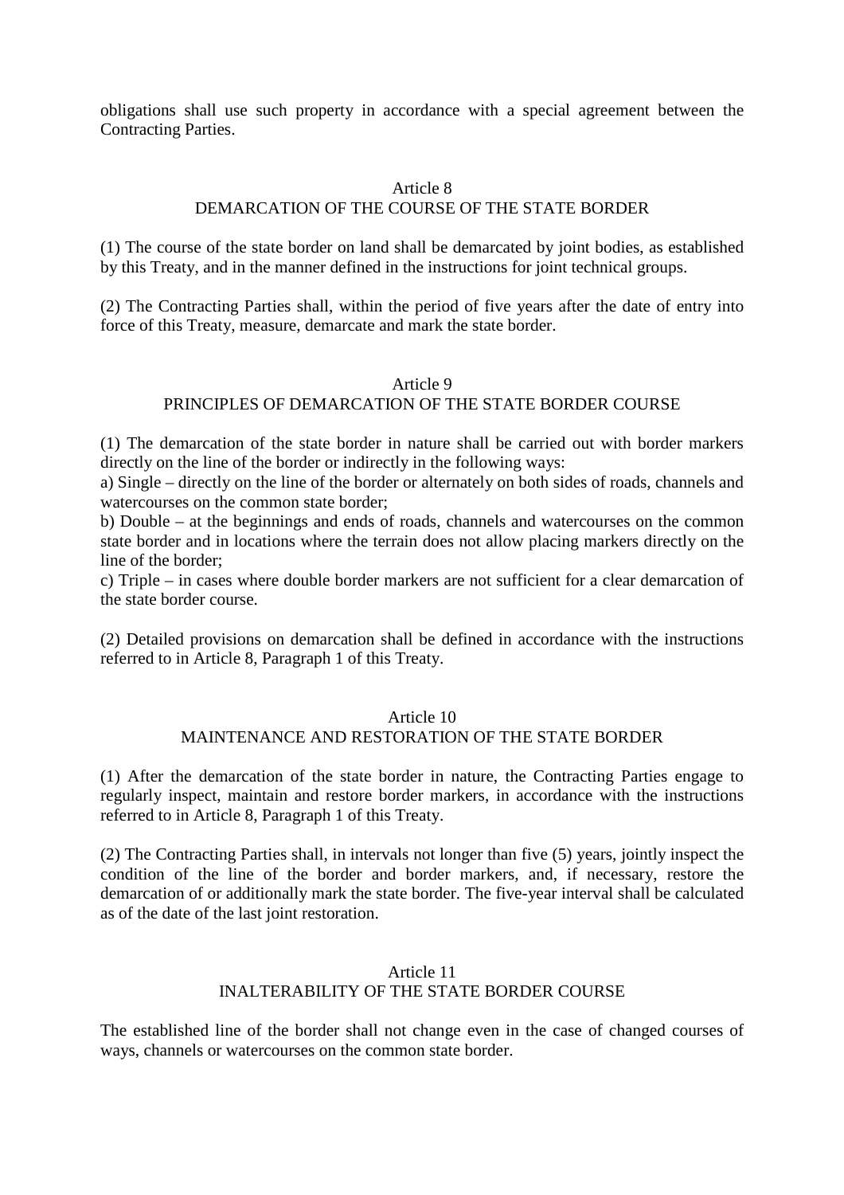obligations shall use such property in accordance with a special agreement between the Contracting Parties.

## Article 8
## DEMARCATION OF THE COURSE OF THE STATE BORDER

(1) The course of the state border on land shall be demarcated by joint bodies, as established by this Treaty, and in the manner defined in the instructions for joint technical groups.

(2) The Contracting Parties shall, within the period of five years after the date of entry into force of this Treaty, measure, demarcate and mark the state border.

## Article 9
## PRINCIPLES OF DEMARCATION OF THE STATE BORDER COURSE

(1) The demarcation of the state border in nature shall be carried out with border markers directly on the line of the border or indirectly in the following ways:
a) Single – directly on the line of the border or alternately on both sides of roads, channels and watercourses on the common state border;
b) Double – at the beginnings and ends of roads, channels and watercourses on the common state border and in locations where the terrain does not allow placing markers directly on the line of the border;
c) Triple – in cases where double border markers are not sufficient for a clear demarcation of the state border course.

(2) Detailed provisions on demarcation shall be defined in accordance with the instructions referred to in Article 8, Paragraph 1 of this Treaty.

## Article 10
## MAINTENANCE AND RESTORATION OF THE STATE BORDER

(1) After the demarcation of the state border in nature, the Contracting Parties engage to regularly inspect, maintain and restore border markers, in accordance with the instructions referred to in Article 8, Paragraph 1 of this Treaty.

(2) The Contracting Parties shall, in intervals not longer than five (5) years, jointly inspect the condition of the line of the border and border markers, and, if necessary, restore the demarcation of or additionally mark the state border. The five-year interval shall be calculated as of the date of the last joint restoration.

## Article 11
## INALTERABILITY OF THE STATE BORDER COURSE

The established line of the border shall not change even in the case of changed courses of ways, channels or watercourses on the common state border.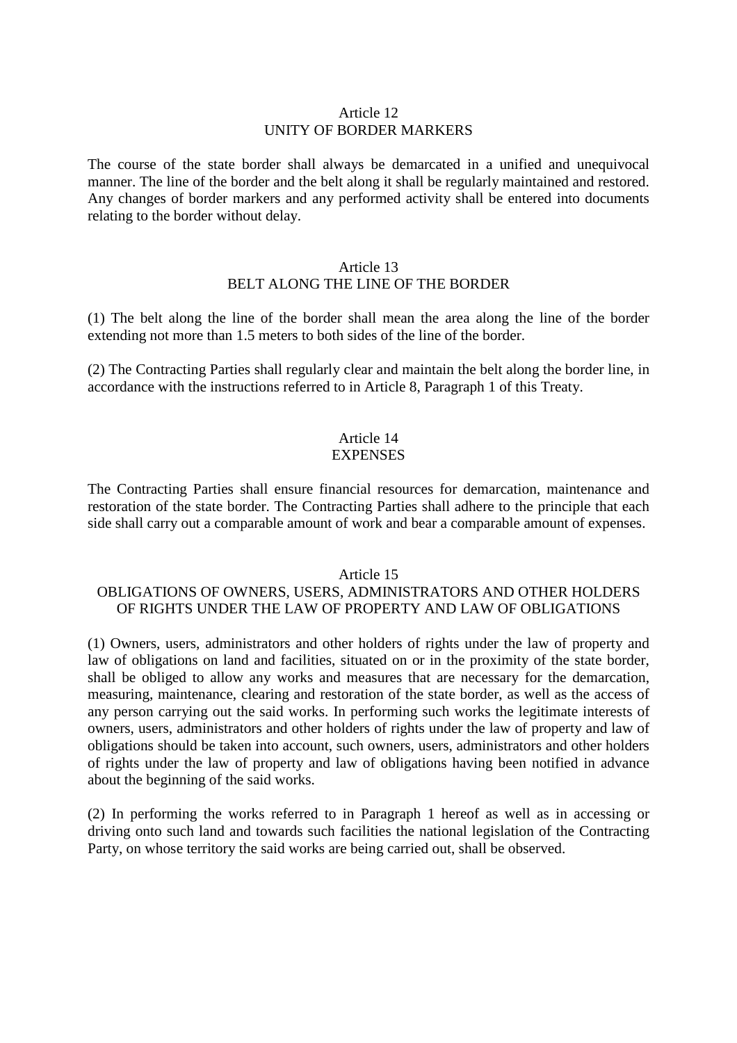## Article 12
## UNITY OF BORDER MARKERS

The course of the state border shall always be demarcated in a unified and unequivocal manner. The line of the border and the belt along it shall be regularly maintained and restored. Any changes of border markers and any performed activity shall be entered into documents relating to the border without delay.

## Article 13
## BELT ALONG THE LINE OF THE BORDER

(1) The belt along the line of the border shall mean the area along the line of the border extending not more than 1.5 meters to both sides of the line of the border.

(2) The Contracting Parties shall regularly clear and maintain the belt along the border line, in accordance with the instructions referred to in Article 8, Paragraph 1 of this Treaty.

## Article 14
## EXPENSES

The Contracting Parties shall ensure financial resources for demarcation, maintenance and restoration of the state border. The Contracting Parties shall adhere to the principle that each side shall carry out a comparable amount of work and bear a comparable amount of expenses.

## Article 15
## OBLIGATIONS OF OWNERS, USERS, ADMINISTRATORS AND OTHER HOLDERS OF RIGHTS UNDER THE LAW OF PROPERTY AND LAW OF OBLIGATIONS

(1) Owners, users, administrators and other holders of rights under the law of property and law of obligations on land and facilities, situated on or in the proximity of the state border, shall be obliged to allow any works and measures that are necessary for the demarcation, measuring, maintenance, clearing and restoration of the state border, as well as the access of any person carrying out the said works. In performing such works the legitimate interests of owners, users, administrators and other holders of rights under the law of property and law of obligations should be taken into account, such owners, users, administrators and other holders of rights under the law of property and law of obligations having been notified in advance about the beginning of the said works.

(2) In performing the works referred to in Paragraph 1 hereof as well as in accessing or driving onto such land and towards such facilities the national legislation of the Contracting Party, on whose territory the said works are being carried out, shall be observed.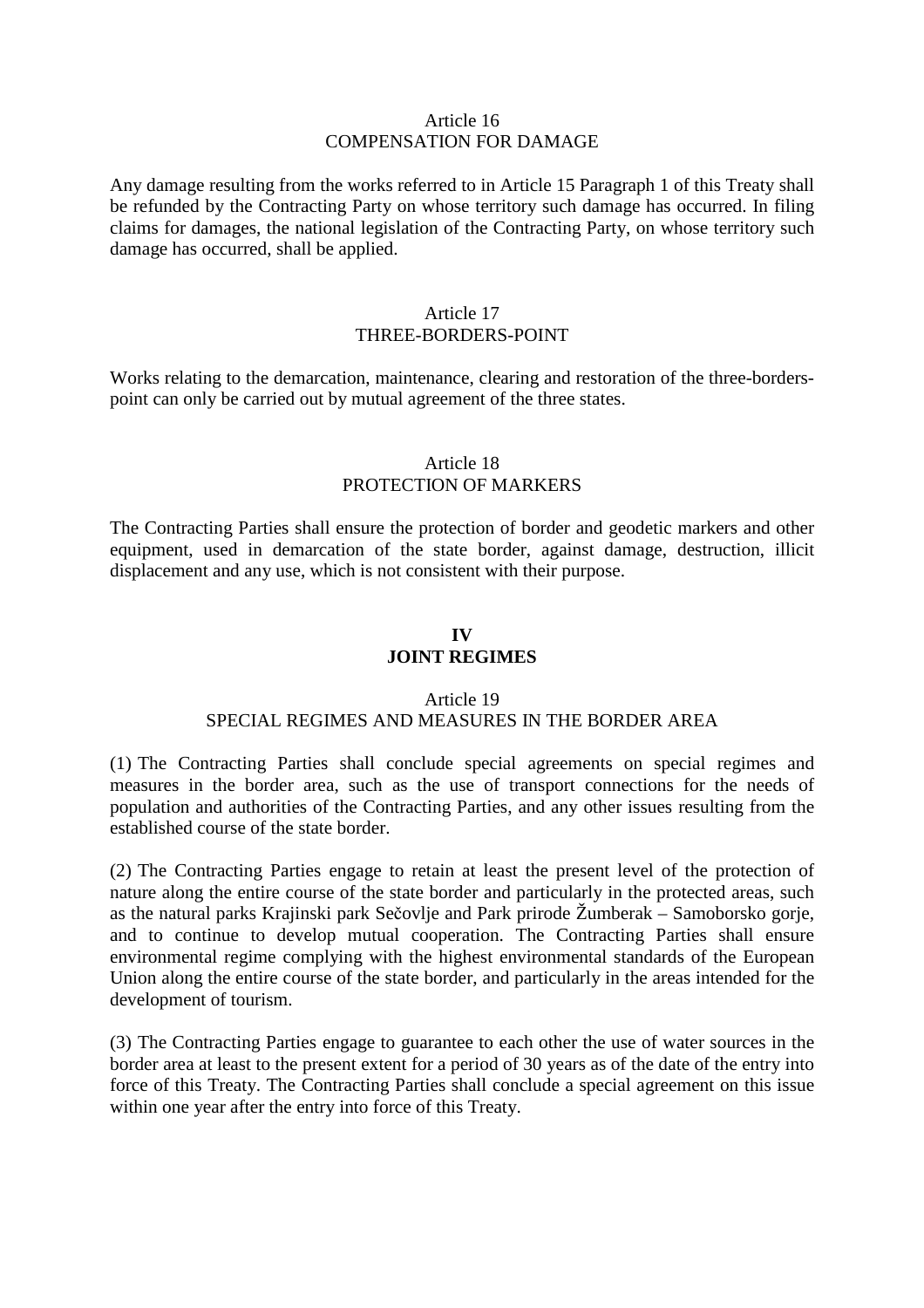### Article 16
### COMPENSATION FOR DAMAGE

Any damage resulting from the works referred to in Article 15 Paragraph 1 of this Treaty shall be refunded by the Contracting Party on whose territory such damage has occurred. In filing claims for damages, the national legislation of the Contracting Party, on whose territory such damage has occurred, shall be applied.

### Article 17
### THREE-BORDERS-POINT

Works relating to the demarcation, maintenance, clearing and restoration of the three-borders-point can only be carried out by mutual agreement of the three states.

### Article 18
### PROTECTION OF MARKERS

The Contracting Parties shall ensure the protection of border and geodetic markers and other equipment, used in demarcation of the state border, against damage, destruction, illicit displacement and any use, which is not consistent with their purpose.

## IV
## JOINT REGIMES

### Article 19
### SPECIAL REGIMES AND MEASURES IN THE BORDER AREA

(1) The Contracting Parties shall conclude special agreements on special regimes and measures in the border area, such as the use of transport connections for the needs of population and authorities of the Contracting Parties, and any other issues resulting from the established course of the state border.

(2) The Contracting Parties engage to retain at least the present level of the protection of nature along the entire course of the state border and particularly in the protected areas, such as the natural parks Krajinski park Sečovlje and Park prirode Žumberak – Samoborsko gorje, and to continue to develop mutual cooperation. The Contracting Parties shall ensure environmental regime complying with the highest environmental standards of the European Union along the entire course of the state border, and particularly in the areas intended for the development of tourism.

(3) The Contracting Parties engage to guarantee to each other the use of water sources in the border area at least to the present extent for a period of 30 years as of the date of the entry into force of this Treaty. The Contracting Parties shall conclude a special agreement on this issue within one year after the entry into force of this Treaty.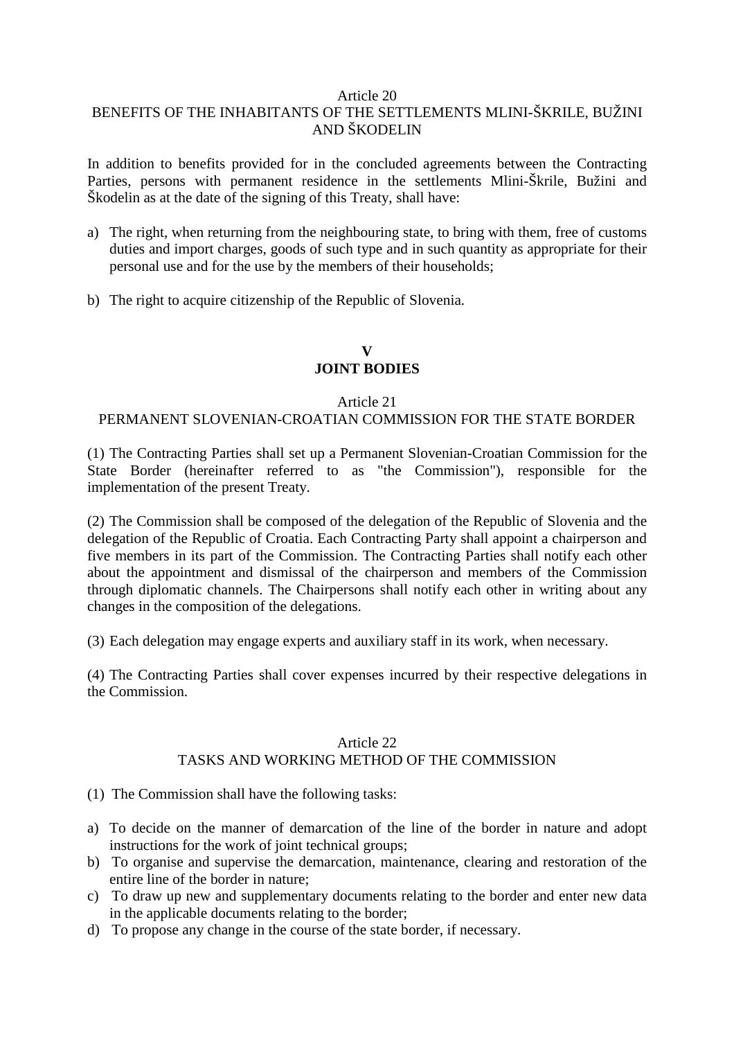### Article 20
### BENEFITS OF THE INHABITANTS OF THE SETTLEMENTS MLINI-ŠKRILE, BUŽINI AND ŠKODELIN

In addition to benefits provided for in the concluded agreements between the Contracting Parties, persons with permanent residence in the settlements Mlini-Škrile, Bužini and Škodelin as at the date of the signing of this Treaty, shall have:

a) The right, when returning from the neighbouring state, to bring with them, free of customs duties and import charges, goods of such type and in such quantity as appropriate for their personal use and for the use by the members of their households;

b) The right to acquire citizenship of the Republic of Slovenia.

## V
## JOINT BODIES

### Article 21
### PERMANENT SLOVENIAN-CROATIAN COMMISSION FOR THE STATE BORDER

(1) The Contracting Parties shall set up a Permanent Slovenian-Croatian Commission for the State Border (hereinafter referred to as "the Commission"), responsible for the implementation of the present Treaty.

(2) The Commission shall be composed of the delegation of the Republic of Slovenia and the delegation of the Republic of Croatia. Each Contracting Party shall appoint a chairperson and five members in its part of the Commission. The Contracting Parties shall notify each other about the appointment and dismissal of the chairperson and members of the Commission through diplomatic channels. The Chairpersons shall notify each other in writing about any changes in the composition of the delegations.

(3) Each delegation may engage experts and auxiliary staff in its work, when necessary.

(4) The Contracting Parties shall cover expenses incurred by their respective delegations in the Commission.

### Article 22
### TASKS AND WORKING METHOD OF THE COMMISSION

(1) The Commission shall have the following tasks:

a) To decide on the manner of demarcation of the line of the border in nature and adopt instructions for the work of joint technical groups;
b) To organise and supervise the demarcation, maintenance, clearing and restoration of the entire line of the border in nature;
c) To draw up new and supplementary documents relating to the border and enter new data in the applicable documents relating to the border;
d) To propose any change in the course of the state border, if necessary.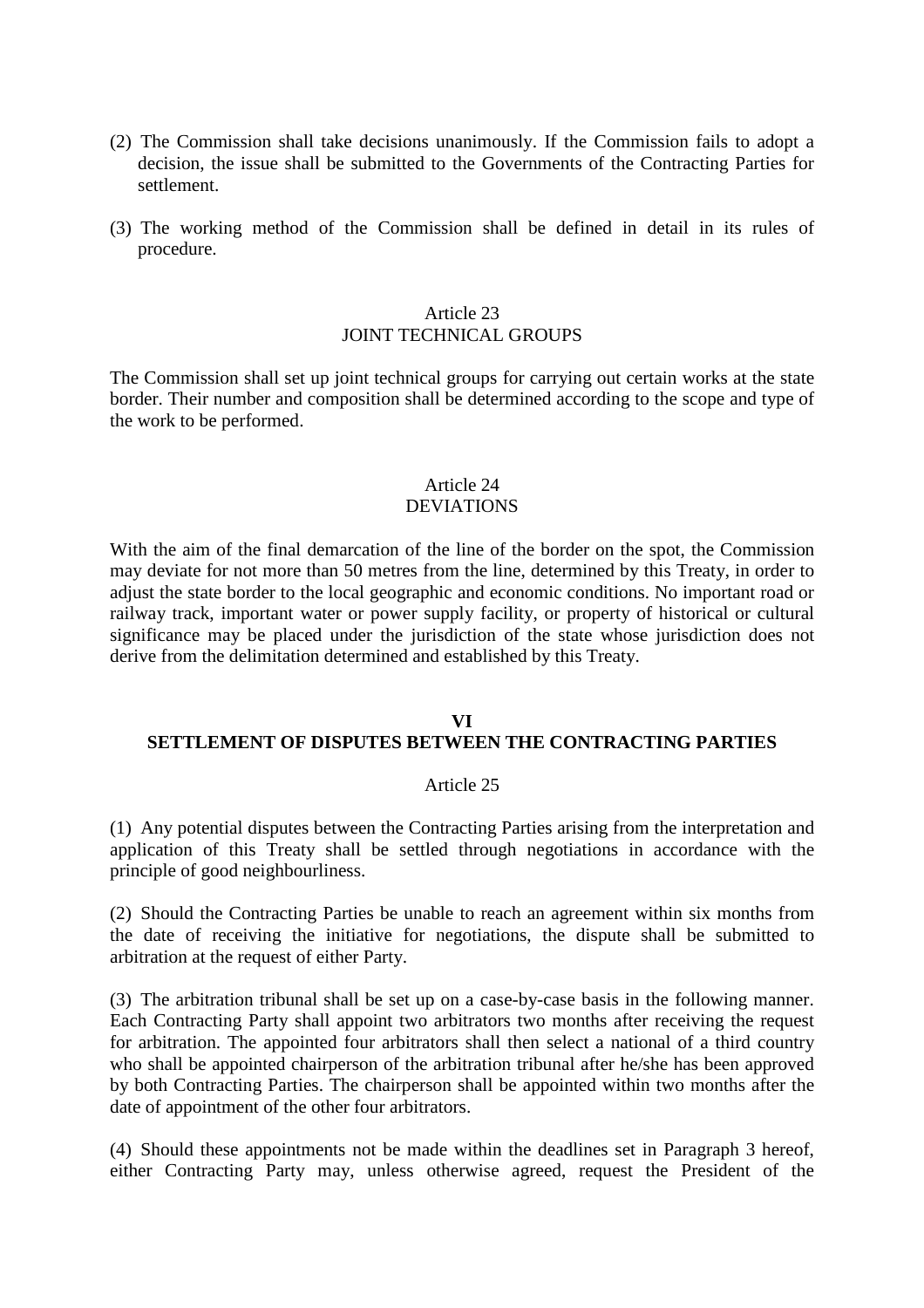(2) The Commission shall take decisions unanimously. If the Commission fails to adopt a decision, the issue shall be submitted to the Governments of the Contracting Parties for settlement.

(3) The working method of the Commission shall be defined in detail in its rules of procedure.

### Article 23
### JOINT TECHNICAL GROUPS

The Commission shall set up joint technical groups for carrying out certain works at the state border. Their number and composition shall be determined according to the scope and type of the work to be performed.

### Article 24
### DEVIATIONS

With the aim of the final demarcation of the line of the border on the spot, the Commission may deviate for not more than 50 metres from the line, determined by this Treaty, in order to adjust the state border to the local geographic and economic conditions. No important road or railway track, important water or power supply facility, or property of historical or cultural significance may be placed under the jurisdiction of the state whose jurisdiction does not derive from the delimitation determined and established by this Treaty.

## VI
## SETTLEMENT OF DISPUTES BETWEEN THE CONTRACTING PARTIES

### Article 25

(1) Any potential disputes between the Contracting Parties arising from the interpretation and application of this Treaty shall be settled through negotiations in accordance with the principle of good neighbourliness.

(2) Should the Contracting Parties be unable to reach an agreement within six months from the date of receiving the initiative for negotiations, the dispute shall be submitted to arbitration at the request of either Party.

(3) The arbitration tribunal shall be set up on a case-by-case basis in the following manner. Each Contracting Party shall appoint two arbitrators two months after receiving the request for arbitration. The appointed four arbitrators shall then select a national of a third country who shall be appointed chairperson of the arbitration tribunal after he/she has been approved by both Contracting Parties. The chairperson shall be appointed within two months after the date of appointment of the other four arbitrators.

(4) Should these appointments not be made within the deadlines set in Paragraph 3 hereof, either Contracting Party may, unless otherwise agreed, request the President of the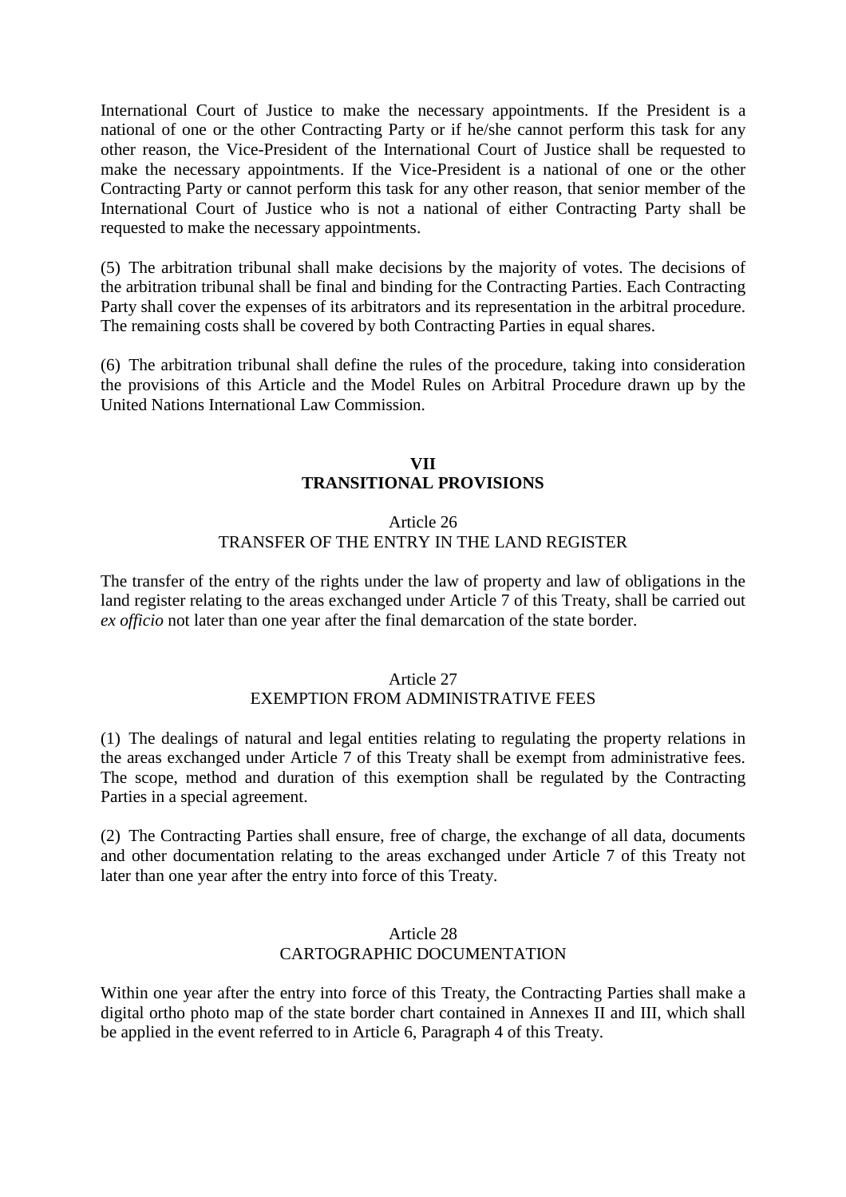International Court of Justice to make the necessary appointments. If the President is a national of one or the other Contracting Party or if he/she cannot perform this task for any other reason, the Vice-President of the International Court of Justice shall be requested to make the necessary appointments. If the Vice-President is a national of one or the other Contracting Party or cannot perform this task for any other reason, that senior member of the International Court of Justice who is not a national of either Contracting Party shall be requested to make the necessary appointments.

(5) The arbitration tribunal shall make decisions by the majority of votes. The decisions of the arbitration tribunal shall be final and binding for the Contracting Parties. Each Contracting Party shall cover the expenses of its arbitrators and its representation in the arbitral procedure. The remaining costs shall be covered by both Contracting Parties in equal shares.

(6) The arbitration tribunal shall define the rules of the procedure, taking into consideration the provisions of this Article and the Model Rules on Arbitral Procedure drawn up by the United Nations International Law Commission.

## VII
## TRANSITIONAL PROVISIONS

### Article 26
### TRANSFER OF THE ENTRY IN THE LAND REGISTER

The transfer of the entry of the rights under the law of property and law of obligations in the land register relating to the areas exchanged under Article 7 of this Treaty, shall be carried out *ex officio* not later than one year after the final demarcation of the state border.

### Article 27
### EXEMPTION FROM ADMINISTRATIVE FEES

(1) The dealings of natural and legal entities relating to regulating the property relations in the areas exchanged under Article 7 of this Treaty shall be exempt from administrative fees. The scope, method and duration of this exemption shall be regulated by the Contracting Parties in a special agreement.

(2) The Contracting Parties shall ensure, free of charge, the exchange of all data, documents and other documentation relating to the areas exchanged under Article 7 of this Treaty not later than one year after the entry into force of this Treaty.

### Article 28
### CARTOGRAPHIC DOCUMENTATION

Within one year after the entry into force of this Treaty, the Contracting Parties shall make a digital ortho photo map of the state border chart contained in Annexes II and III, which shall be applied in the event referred to in Article 6, Paragraph 4 of this Treaty.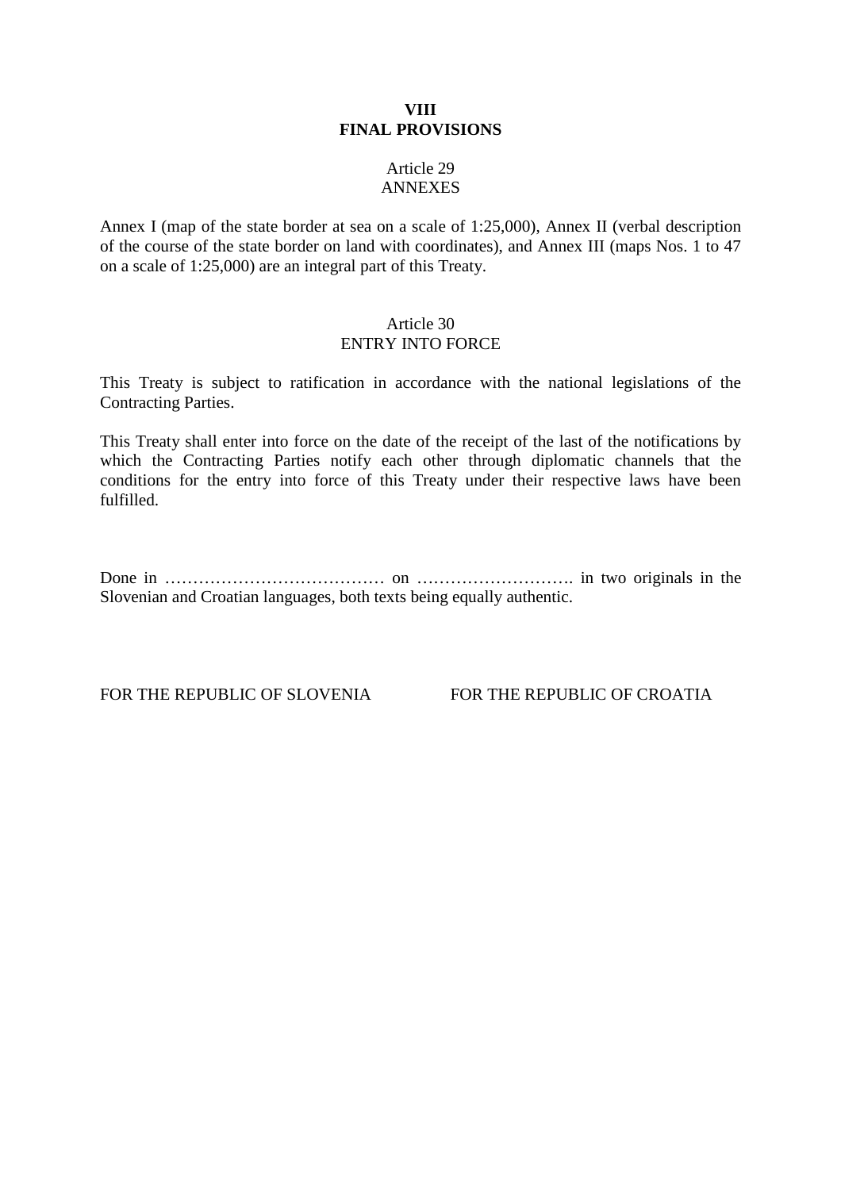## VIII
## FINAL PROVISIONS

### Article 29
### ANNEXES

Annex I (map of the state border at sea on a scale of 1:25,000), Annex II (verbal description of the course of the state border on land with coordinates), and Annex III (maps Nos. 1 to 47 on a scale of 1:25,000) are an integral part of this Treaty.

### Article 30
### ENTRY INTO FORCE

This Treaty is subject to ratification in accordance with the national legislations of the Contracting Parties.

This Treaty shall enter into force on the date of the receipt of the last of the notifications by which the Contracting Parties notify each other through diplomatic channels that the conditions for the entry into force of this Treaty under their respective laws have been fulfilled.

Done in ………………………………… on ………………………. in two originals in the Slovenian and Croatian languages, both texts being equally authentic.

FOR THE REPUBLIC OF SLOVENIA FOR THE REPUBLIC OF CROATIA